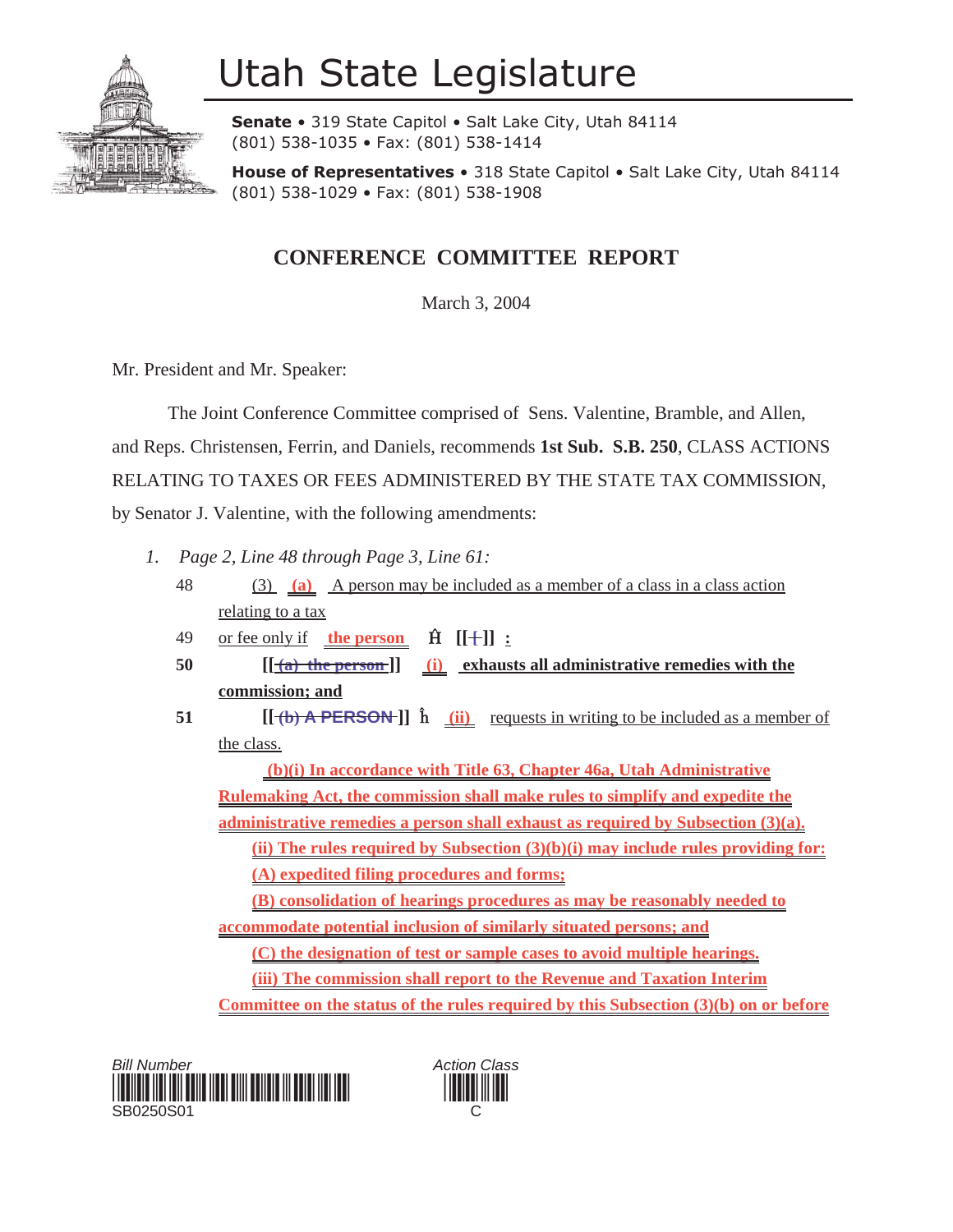# Utah State Legislature

**Senate** • 319 State Capitol • Salt Lake City, Utah 84114
(801) 538-1035 • Fax: (801) 538-1414

**House of Representatives** • 318 State Capitol • Salt Lake City, Utah 84114
(801) 538-1029 • Fax: (801) 538-1908

## CONFERENCE COMMITTEE REPORT

March 3, 2004

Mr. President and Mr. Speaker:

The Joint Conference Committee comprised of Sens. Valentine, Bramble, and Allen, and Reps. Christensen, Ferrin, and Daniels, recommends **1st Sub. S.B. 250**, CLASS ACTIONS RELATING TO TAXES OR FEES ADMINISTERED BY THE STATE TAX COMMISSION, by Senator J. Valentine, with the following amendments:

1. *Page 2, Line 48 through Page 3, Line 61:*

48 (3) **(a)** A person may be included as a member of a class in a class action relating to a tax

49 or fee only if **the person** Ĥ [[ + ]] **:**

**50** [[ (a) the person ]] **(i)** **exhausts all administrative remedies with the commission; and**

**51** [[ (b) A PERSON ]] ĥ **(ii)** requests in writing to be included as a member of the class.

**(b)(i) In accordance with Title 63, Chapter 46a, Utah Administrative Rulemaking Act, the commission shall make rules to simplify and expedite the administrative remedies a person shall exhaust as required by Subsection (3)(a).**

**(ii) The rules required by Subsection (3)(b)(i) may include rules providing for:**

**(A) expedited filing procedures and forms;**

**(B) consolidation of hearings procedures as may be reasonably needed to accommodate potential inclusion of similarly situated persons; and**

**(C) the designation of test or sample cases to avoid multiple hearings.**

**(iii) The commission shall report to the Revenue and Taxation Interim Committee on the status of the rules required by this Subsection (3)(b) on or before**

Bill Number
SB0250S01

Action Class
C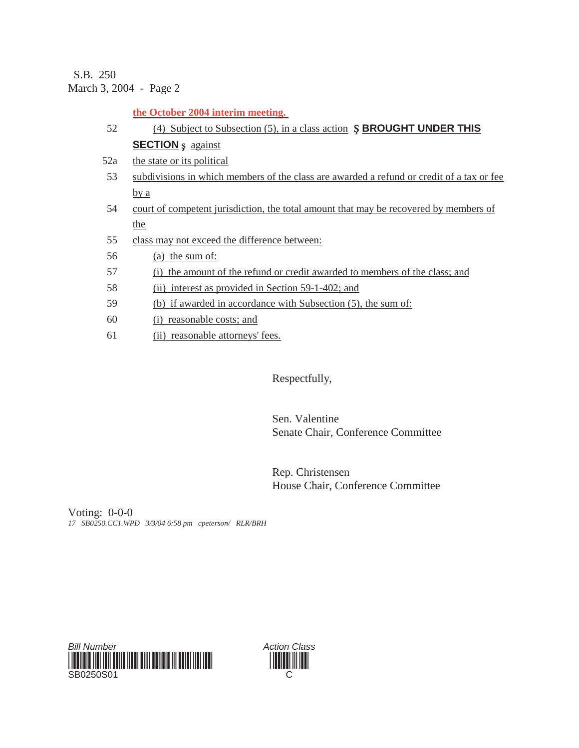**the October 2004 interim meeting.**

52 (4) Subject to Subsection (5), in a class action Ş **BROUGHT UNDER THIS SECTION** ş against

52a the state or its political

53 subdivisions in which members of the class are awarded a refund or credit of a tax or fee by a

54 court of competent jurisdiction, the total amount that may be recovered by members of the

55 class may not exceed the difference between:

56 (a) the sum of:

57 (i) the amount of the refund or credit awarded to members of the class; and

58 (ii) interest as provided in Section 59-1-402; and

59 (b) if awarded in accordance with Subsection (5), the sum of:

60 (i) reasonable costs; and

61 (ii) reasonable attorneys' fees.

Respectfully,

Sen. Valentine
Senate Chair, Conference Committee

Rep. Christensen
House Chair, Conference Committee

Voting: 0-0-0

*17 SB0250.CC1.WPD 3/3/04 6:58 pm cpeterson/ RLR/BRH*

*Bill Number*
SB0250S01

*Action Class*
C